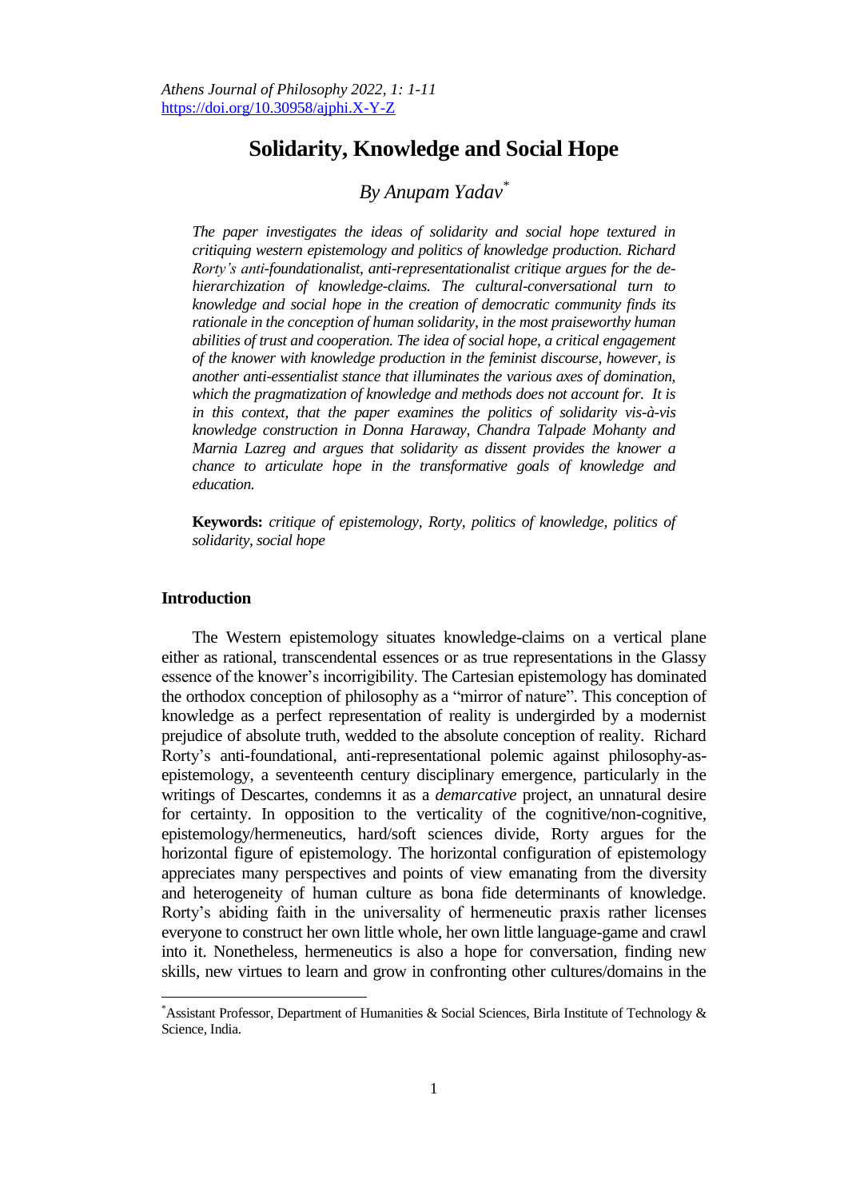# Solidarity, Knowledge and Social Hope

*By Anupam Yadav*[*]

*The paper investigates the ideas of solidarity and social hope textured in critiquing western epistemology and politics of knowledge production. Richard Rorty's anti-foundationalist, anti-representationalist critique argues for the de-hierarchization of knowledge-claims. The cultural-conversational turn to knowledge and social hope in the creation of democratic community finds its rationale in the conception of human solidarity, in the most praiseworthy human abilities of trust and cooperation. The idea of social hope, a critical engagement of the knower with knowledge production in the feminist discourse, however, is another anti-essentialist stance that illuminates the various axes of domination, which the pragmatization of knowledge and methods does not account for. It is in this context, that the paper examines the politics of solidarity vis-à-vis knowledge construction in Donna Haraway, Chandra Talpade Mohanty and Marnia Lazreg and argues that solidarity as dissent provides the knower a chance to articulate hope in the transformative goals of knowledge and education.*

**Keywords:** *critique of epistemology, Rorty, politics of knowledge, politics of solidarity, social hope*

## Introduction

The Western epistemology situates knowledge-claims on a vertical plane either as rational, transcendental essences or as true representations in the Glassy essence of the knower's incorrigibility. The Cartesian epistemology has dominated the orthodox conception of philosophy as a "mirror of nature". This conception of knowledge as a perfect representation of reality is undergirded by a modernist prejudice of absolute truth, wedded to the absolute conception of reality. Richard Rorty's anti-foundational, anti-representational polemic against philosophy-as-epistemology, a seventeenth century disciplinary emergence, particularly in the writings of Descartes, condemns it as a *demarcative* project, an unnatural desire for certainty. In opposition to the verticality of the cognitive/non-cognitive, epistemology/hermeneutics, hard/soft sciences divide, Rorty argues for the horizontal figure of epistemology. The horizontal configuration of epistemology appreciates many perspectives and points of view emanating from the diversity and heterogeneity of human culture as bona fide determinants of knowledge. Rorty's abiding faith in the universality of hermeneutic praxis rather licenses everyone to construct her own little whole, her own little language-game and crawl into it. Nonetheless, hermeneutics is also a hope for conversation, finding new skills, new virtues to learn and grow in confronting other cultures/domains in the

[*] Assistant Professor, Department of Humanities & Social Sciences, Birla Institute of Technology & Science, India.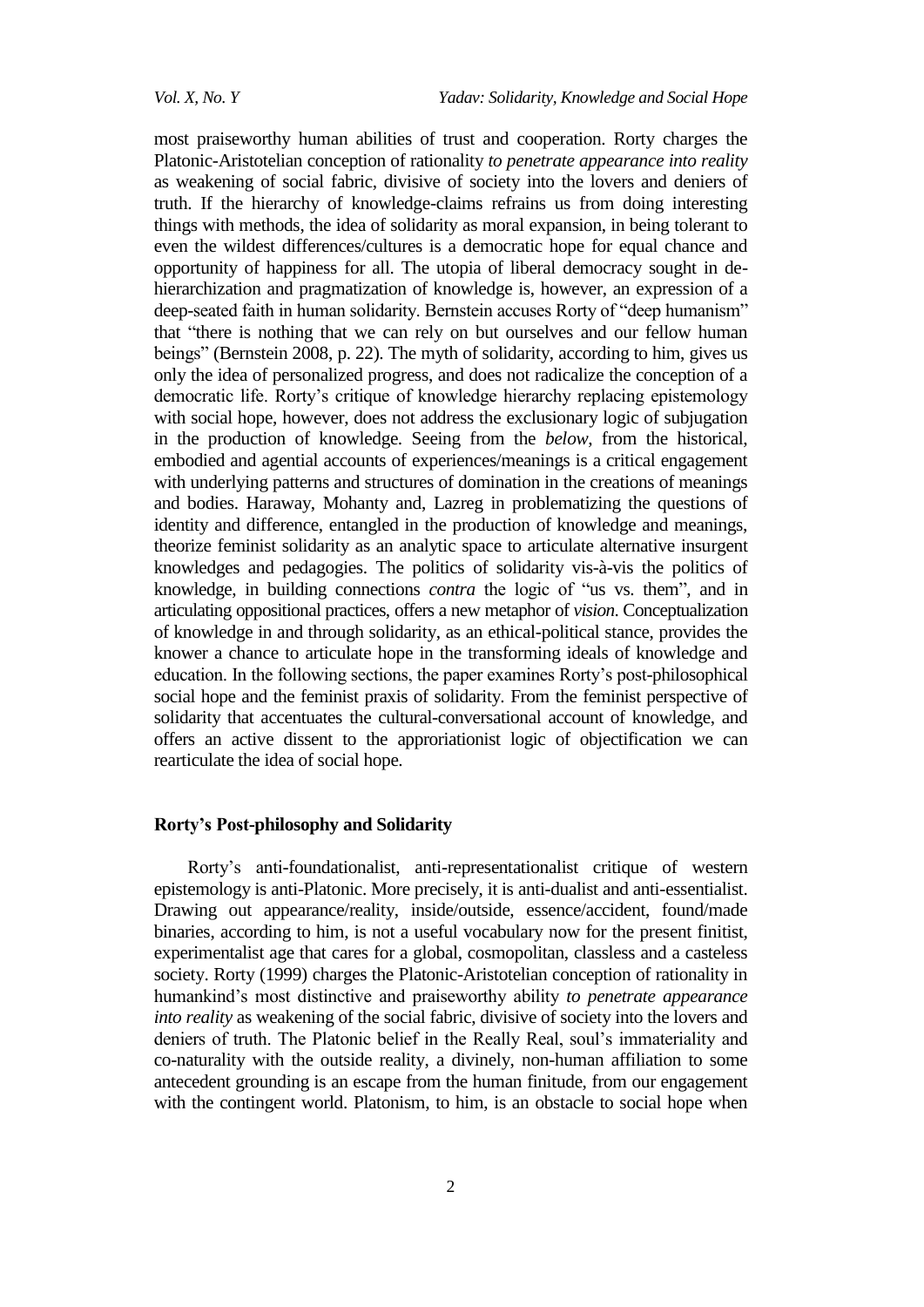most praiseworthy human abilities of trust and cooperation. Rorty charges the Platonic-Aristotelian conception of rationality *to penetrate appearance into reality* as weakening of social fabric, divisive of society into the lovers and deniers of truth. If the hierarchy of knowledge-claims refrains us from doing interesting things with methods, the idea of solidarity as moral expansion, in being tolerant to even the wildest differences/cultures is a democratic hope for equal chance and opportunity of happiness for all. The utopia of liberal democracy sought in de-hierarchization and pragmatization of knowledge is, however, an expression of a deep-seated faith in human solidarity. Bernstein accuses Rorty of "deep humanism" that "there is nothing that we can rely on but ourselves and our fellow human beings" (Bernstein 2008, p. 22). The myth of solidarity, according to him, gives us only the idea of personalized progress, and does not radicalize the conception of a democratic life. Rorty's critique of knowledge hierarchy replacing epistemology with social hope, however, does not address the exclusionary logic of subjugation in the production of knowledge. Seeing from the *below*, from the historical, embodied and agential accounts of experiences/meanings is a critical engagement with underlying patterns and structures of domination in the creations of meanings and bodies. Haraway, Mohanty and, Lazreg in problematizing the questions of identity and difference, entangled in the production of knowledge and meanings, theorize feminist solidarity as an analytic space to articulate alternative insurgent knowledges and pedagogies. The politics of solidarity vis-à-vis the politics of knowledge, in building connections *contra* the logic of "us vs. them", and in articulating oppositional practices, offers a new metaphor of *vision*. Conceptualization of knowledge in and through solidarity, as an ethical-political stance, provides the knower a chance to articulate hope in the transforming ideals of knowledge and education. In the following sections, the paper examines Rorty's post-philosophical social hope and the feminist praxis of solidarity. From the feminist perspective of solidarity that accentuates the cultural-conversational account of knowledge, and offers an active dissent to the approriationist logic of objectification we can rearticulate the idea of social hope.

## Rorty's Post-philosophy and Solidarity

Rorty's anti-foundationalist, anti-representationalist critique of western epistemology is anti-Platonic. More precisely, it is anti-dualist and anti-essentialist. Drawing out appearance/reality, inside/outside, essence/accident, found/made binaries, according to him, is not a useful vocabulary now for the present finitist, experimentalist age that cares for a global, cosmopolitan, classless and a casteless society. Rorty (1999) charges the Platonic-Aristotelian conception of rationality in humankind's most distinctive and praiseworthy ability *to penetrate appearance into reality* as weakening of the social fabric, divisive of society into the lovers and deniers of truth. The Platonic belief in the Really Real, soul's immateriality and co-naturality with the outside reality, a divinely, non-human affiliation to some antecedent grounding is an escape from the human finitude, from our engagement with the contingent world. Platonism, to him, is an obstacle to social hope when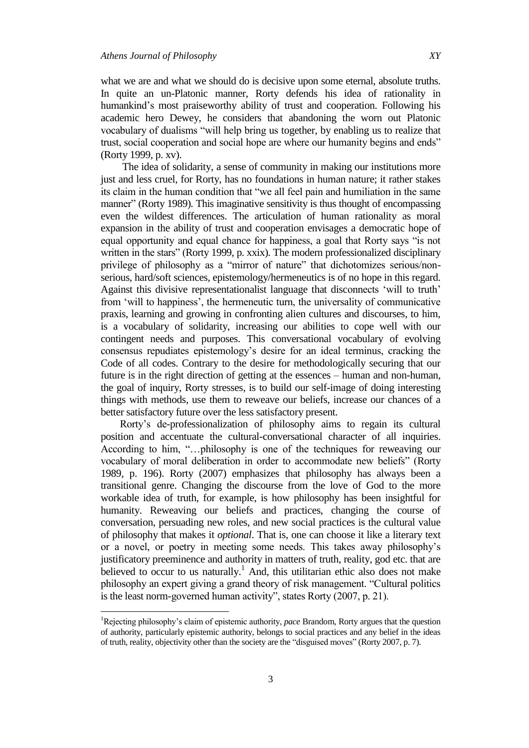what we are and what we should do is decisive upon some eternal, absolute truths. In quite an un-Platonic manner, Rorty defends his idea of rationality in humankind's most praiseworthy ability of trust and cooperation. Following his academic hero Dewey, he considers that abandoning the worn out Platonic vocabulary of dualisms "will help bring us together, by enabling us to realize that trust, social cooperation and social hope are where our humanity begins and ends" (Rorty 1999, p. xv).

The idea of solidarity, a sense of community in making our institutions more just and less cruel, for Rorty, has no foundations in human nature; it rather stakes its claim in the human condition that "we all feel pain and humiliation in the same manner" (Rorty 1989). This imaginative sensitivity is thus thought of encompassing even the wildest differences. The articulation of human rationality as moral expansion in the ability of trust and cooperation envisages a democratic hope of equal opportunity and equal chance for happiness, a goal that Rorty says "is not written in the stars" (Rorty 1999, p. xxix). The modern professionalized disciplinary privilege of philosophy as a "mirror of nature" that dichotomizes serious/non-serious, hard/soft sciences, epistemology/hermeneutics is of no hope in this regard. Against this divisive representationalist language that disconnects 'will to truth' from 'will to happiness', the hermeneutic turn, the universality of communicative praxis, learning and growing in confronting alien cultures and discourses, to him, is a vocabulary of solidarity, increasing our abilities to cope well with our contingent needs and purposes. This conversational vocabulary of evolving consensus repudiates epistemology's desire for an ideal terminus, cracking the Code of all codes. Contrary to the desire for methodologically securing that our future is in the right direction of getting at the essences – human and non-human, the goal of inquiry, Rorty stresses, is to build our self-image of doing interesting things with methods, use them to reweave our beliefs, increase our chances of a better satisfactory future over the less satisfactory present.

Rorty's de-professionalization of philosophy aims to regain its cultural position and accentuate the cultural-conversational character of all inquiries. According to him, "…philosophy is one of the techniques for reweaving our vocabulary of moral deliberation in order to accommodate new beliefs" (Rorty 1989, p. 196). Rorty (2007) emphasizes that philosophy has always been a transitional genre. Changing the discourse from the love of God to the more workable idea of truth, for example, is how philosophy has been insightful for humanity. Reweaving our beliefs and practices, changing the course of conversation, persuading new roles, and new social practices is the cultural value of philosophy that makes it *optional*. That is, one can choose it like a literary text or a novel, or poetry in meeting some needs. This takes away philosophy's justificatory preeminence and authority in matters of truth, reality, god etc. that are believed to occur to us naturally.[1] And, this utilitarian ethic also does not make philosophy an expert giving a grand theory of risk management. "Cultural politics is the least norm-governed human activity", states Rorty (2007, p. 21).

[1] Rejecting philosophy's claim of epistemic authority, *pace* Brandom, Rorty argues that the question of authority, particularly epistemic authority, belongs to social practices and any belief in the ideas of truth, reality, objectivity other than the society are the "disguised moves" (Rorty 2007, p. 7).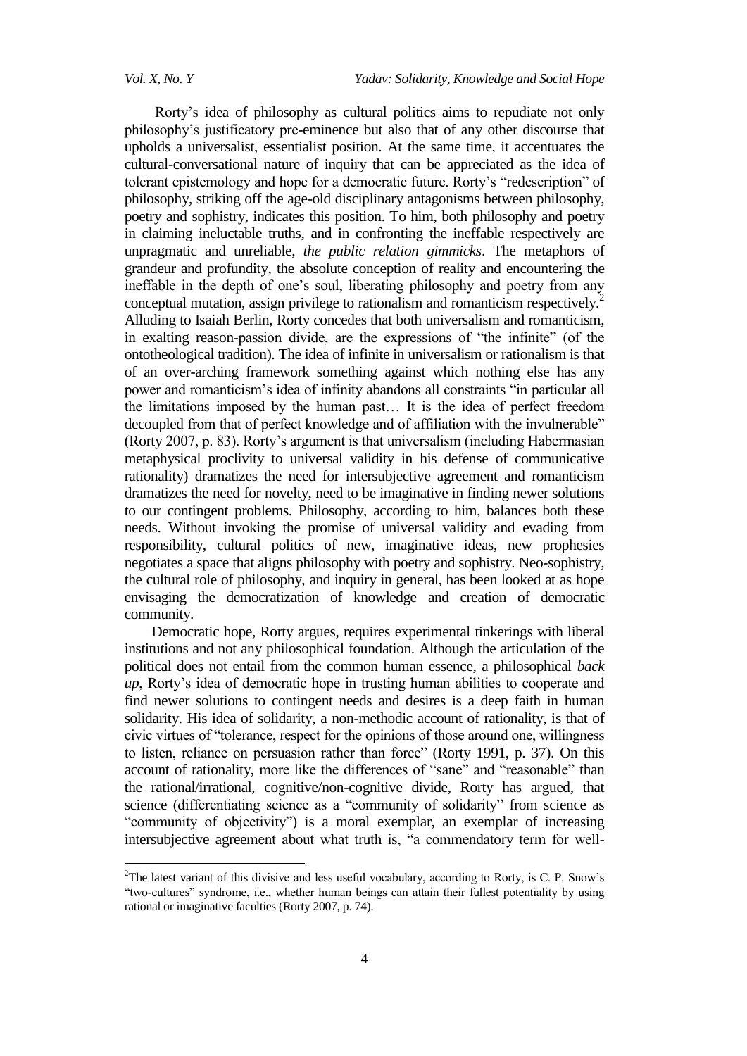Rorty's idea of philosophy as cultural politics aims to repudiate not only philosophy's justificatory pre-eminence but also that of any other discourse that upholds a universalist, essentialist position. At the same time, it accentuates the cultural-conversational nature of inquiry that can be appreciated as the idea of tolerant epistemology and hope for a democratic future. Rorty's "redescription" of philosophy, striking off the age-old disciplinary antagonisms between philosophy, poetry and sophistry, indicates this position. To him, both philosophy and poetry in claiming ineluctable truths, and in confronting the ineffable respectively are unpragmatic and unreliable, *the public relation gimmicks*. The metaphors of grandeur and profundity, the absolute conception of reality and encountering the ineffable in the depth of one's soul, liberating philosophy and poetry from any conceptual mutation, assign privilege to rationalism and romanticism respectively.[2] Alluding to Isaiah Berlin, Rorty concedes that both universalism and romanticism, in exalting reason-passion divide, are the expressions of "the infinite" (of the ontotheological tradition). The idea of infinite in universalism or rationalism is that of an over-arching framework something against which nothing else has any power and romanticism's idea of infinity abandons all constraints "in particular all the limitations imposed by the human past… It is the idea of perfect freedom decoupled from that of perfect knowledge and of affiliation with the invulnerable" (Rorty 2007, p. 83). Rorty's argument is that universalism (including Habermasian metaphysical proclivity to universal validity in his defense of communicative rationality) dramatizes the need for intersubjective agreement and romanticism dramatizes the need for novelty, need to be imaginative in finding newer solutions to our contingent problems. Philosophy, according to him, balances both these needs. Without invoking the promise of universal validity and evading from responsibility, cultural politics of new, imaginative ideas, new prophesies negotiates a space that aligns philosophy with poetry and sophistry. Neo-sophistry, the cultural role of philosophy, and inquiry in general, has been looked at as hope envisaging the democratization of knowledge and creation of democratic community.

Democratic hope, Rorty argues, requires experimental tinkerings with liberal institutions and not any philosophical foundation. Although the articulation of the political does not entail from the common human essence, a philosophical *back up*, Rorty's idea of democratic hope in trusting human abilities to cooperate and find newer solutions to contingent needs and desires is a deep faith in human solidarity. His idea of solidarity, a non-methodic account of rationality, is that of civic virtues of "tolerance, respect for the opinions of those around one, willingness to listen, reliance on persuasion rather than force" (Rorty 1991, p. 37). On this account of rationality, more like the differences of "sane" and "reasonable" than the rational/irrational, cognitive/non-cognitive divide, Rorty has argued, that science (differentiating science as a "community of solidarity" from science as "community of objectivity") is a moral exemplar, an exemplar of increasing intersubjective agreement about what truth is, "a commendatory term for well-

[2] The latest variant of this divisive and less useful vocabulary, according to Rorty, is C. P. Snow's "two-cultures" syndrome, i.e., whether human beings can attain their fullest potentiality by using rational or imaginative faculties (Rorty 2007, p. 74).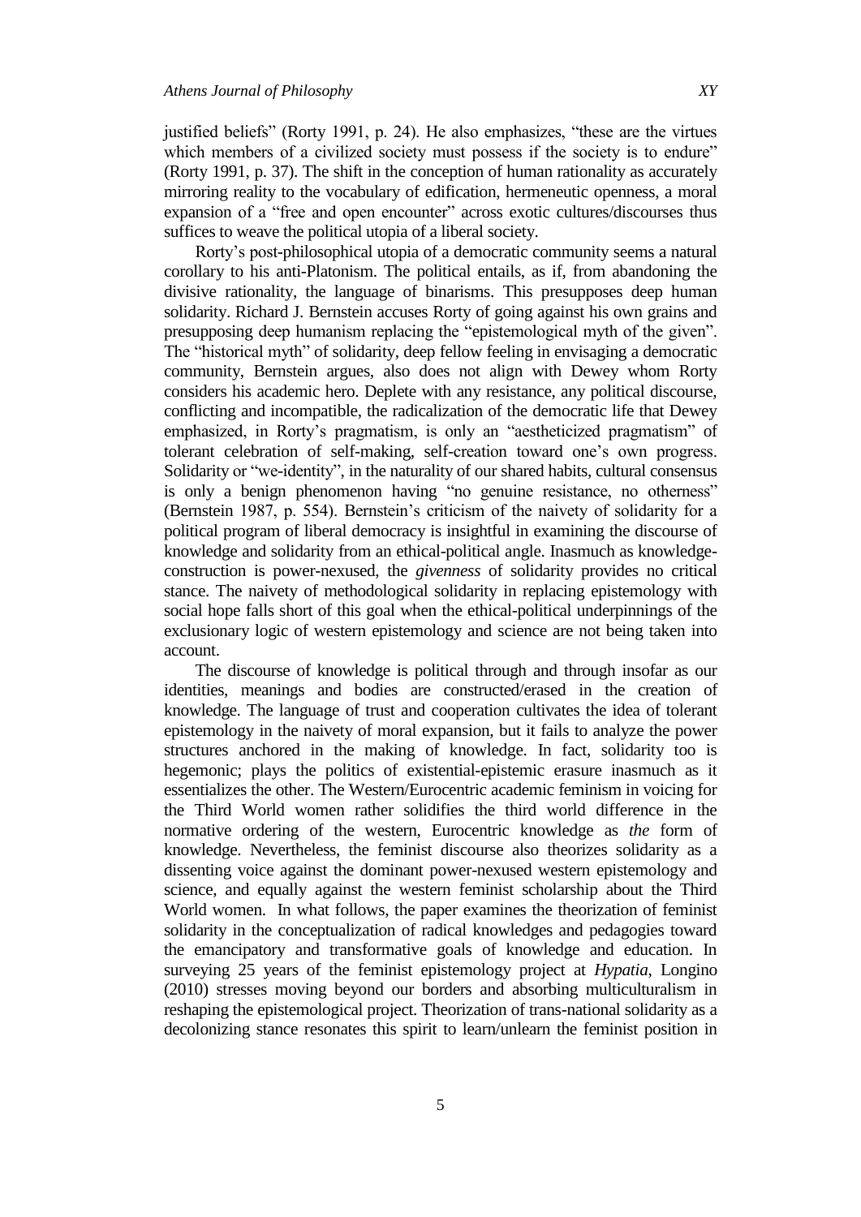justified beliefs" (Rorty 1991, p. 24). He also emphasizes, "these are the virtues which members of a civilized society must possess if the society is to endure" (Rorty 1991, p. 37). The shift in the conception of human rationality as accurately mirroring reality to the vocabulary of edification, hermeneutic openness, a moral expansion of a "free and open encounter" across exotic cultures/discourses thus suffices to weave the political utopia of a liberal society.

Rorty's post-philosophical utopia of a democratic community seems a natural corollary to his anti-Platonism. The political entails, as if, from abandoning the divisive rationality, the language of binarisms. This presupposes deep human solidarity. Richard J. Bernstein accuses Rorty of going against his own grains and presupposing deep humanism replacing the "epistemological myth of the given". The "historical myth" of solidarity, deep fellow feeling in envisaging a democratic community, Bernstein argues, also does not align with Dewey whom Rorty considers his academic hero. Deplete with any resistance, any political discourse, conflicting and incompatible, the radicalization of the democratic life that Dewey emphasized, in Rorty's pragmatism, is only an "aestheticized pragmatism" of tolerant celebration of self-making, self-creation toward one's own progress. Solidarity or "we-identity", in the naturality of our shared habits, cultural consensus is only a benign phenomenon having "no genuine resistance, no otherness" (Bernstein 1987, p. 554). Bernstein's criticism of the naivety of solidarity for a political program of liberal democracy is insightful in examining the discourse of knowledge and solidarity from an ethical-political angle. Inasmuch as knowledge-construction is power-nexused, the *givenness* of solidarity provides no critical stance. The naivety of methodological solidarity in replacing epistemology with social hope falls short of this goal when the ethical-political underpinnings of the exclusionary logic of western epistemology and science are not being taken into account.

The discourse of knowledge is political through and through insofar as our identities, meanings and bodies are constructed/erased in the creation of knowledge. The language of trust and cooperation cultivates the idea of tolerant epistemology in the naivety of moral expansion, but it fails to analyze the power structures anchored in the making of knowledge. In fact, solidarity too is hegemonic; plays the politics of existential-epistemic erasure inasmuch as it essentializes the other. The Western/Eurocentric academic feminism in voicing for the Third World women rather solidifies the third world difference in the normative ordering of the western, Eurocentric knowledge as *the* form of knowledge. Nevertheless, the feminist discourse also theorizes solidarity as a dissenting voice against the dominant power-nexused western epistemology and science, and equally against the western feminist scholarship about the Third World women. In what follows, the paper examines the theorization of feminist solidarity in the conceptualization of radical knowledges and pedagogies toward the emancipatory and transformative goals of knowledge and education. In surveying 25 years of the feminist epistemology project at *Hypatia*, Longino (2010) stresses moving beyond our borders and absorbing multiculturalism in reshaping the epistemological project. Theorization of trans-national solidarity as a decolonizing stance resonates this spirit to learn/unlearn the feminist position in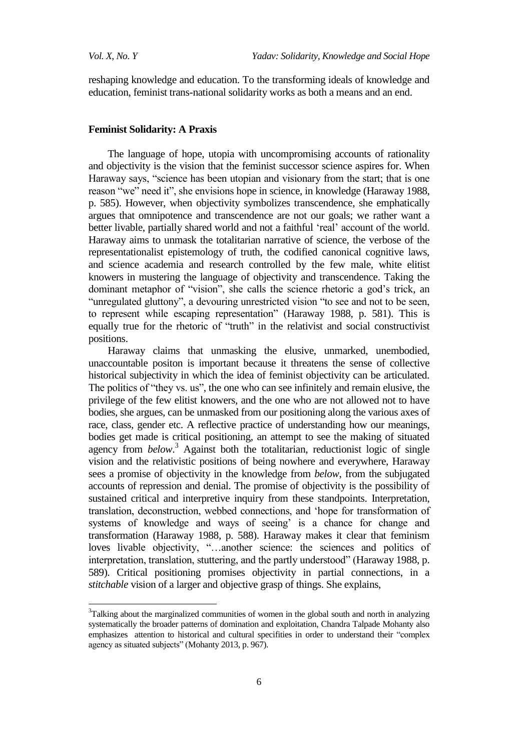reshaping knowledge and education. To the transforming ideals of knowledge and education, feminist trans-national solidarity works as both a means and an end.

## Feminist Solidarity: A Praxis

The language of hope, utopia with uncompromising accounts of rationality and objectivity is the vision that the feminist successor science aspires for. When Haraway says, "science has been utopian and visionary from the start; that is one reason "we" need it", she envisions hope in science, in knowledge (Haraway 1988, p. 585). However, when objectivity symbolizes transcendence, she emphatically argues that omnipotence and transcendence are not our goals; we rather want a better livable, partially shared world and not a faithful 'real' account of the world. Haraway aims to unmask the totalitarian narrative of science, the verbose of the representationalist epistemology of truth, the codified canonical cognitive laws, and science academia and research controlled by the few male, white elitist knowers in mustering the language of objectivity and transcendence. Taking the dominant metaphor of "vision", she calls the science rhetoric a god's trick, an "unregulated gluttony", a devouring unrestricted vision "to see and not to be seen, to represent while escaping representation" (Haraway 1988, p. 581). This is equally true for the rhetoric of "truth" in the relativist and social constructivist positions.

Haraway claims that unmasking the elusive, unmarked, unembodied, unaccountable positon is important because it threatens the sense of collective historical subjectivity in which the idea of feminist objectivity can be articulated. The politics of "they vs. us", the one who can see infinitely and remain elusive, the privilege of the few elitist knowers, and the one who are not allowed not to have bodies, she argues, can be unmasked from our positioning along the various axes of race, class, gender etc. A reflective practice of understanding how our meanings, bodies get made is critical positioning, an attempt to see the making of situated agency from *below*.[3] Against both the totalitarian, reductionist logic of single vision and the relativistic positions of being nowhere and everywhere, Haraway sees a promise of objectivity in the knowledge from *below*, from the subjugated accounts of repression and denial. The promise of objectivity is the possibility of sustained critical and interpretive inquiry from these standpoints. Interpretation, translation, deconstruction, webbed connections, and 'hope for transformation of systems of knowledge and ways of seeing' is a chance for change and transformation (Haraway 1988, p. 588). Haraway makes it clear that feminism loves livable objectivity, "…another science: the sciences and politics of interpretation, translation, stuttering, and the partly understood" (Haraway 1988, p. 589). Critical positioning promises objectivity in partial connections, in a *stitchable* vision of a larger and objective grasp of things. She explains,

[3] Talking about the marginalized communities of women in the global south and north in analyzing systematically the broader patterns of domination and exploitation, Chandra Talpade Mohanty also emphasizes attention to historical and cultural specifities in order to understand their "complex agency as situated subjects" (Mohanty 2013, p. 967).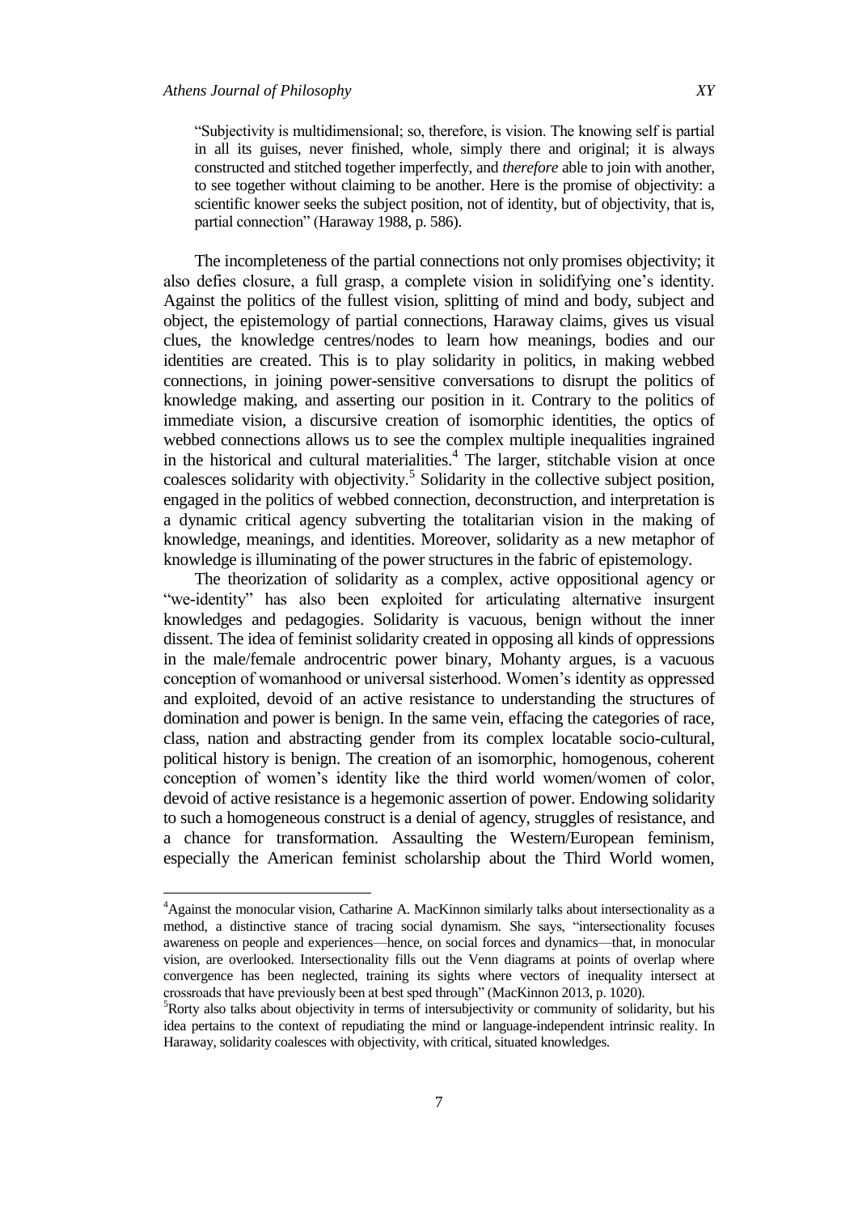> "Subjectivity is multidimensional; so, therefore, is vision. The knowing self is partial in all its guises, never finished, whole, simply there and original; it is always constructed and stitched together imperfectly, and *therefore* able to join with another, to see together without claiming to be another. Here is the promise of objectivity: a scientific knower seeks the subject position, not of identity, but of objectivity, that is, partial connection" (Haraway 1988, p. 586).

The incompleteness of the partial connections not only promises objectivity; it also defies closure, a full grasp, a complete vision in solidifying one's identity. Against the politics of the fullest vision, splitting of mind and body, subject and object, the epistemology of partial connections, Haraway claims, gives us visual clues, the knowledge centres/nodes to learn how meanings, bodies and our identities are created. This is to play solidarity in politics, in making webbed connections, in joining power-sensitive conversations to disrupt the politics of knowledge making, and asserting our position in it. Contrary to the politics of immediate vision, a discursive creation of isomorphic identities, the optics of webbed connections allows us to see the complex multiple inequalities ingrained in the historical and cultural materialities.[4] The larger, stitchable vision at once coalesces solidarity with objectivity.[5] Solidarity in the collective subject position, engaged in the politics of webbed connection, deconstruction, and interpretation is a dynamic critical agency subverting the totalitarian vision in the making of knowledge, meanings, and identities. Moreover, solidarity as a new metaphor of knowledge is illuminating of the power structures in the fabric of epistemology.

The theorization of solidarity as a complex, active oppositional agency or "we-identity" has also been exploited for articulating alternative insurgent knowledges and pedagogies. Solidarity is vacuous, benign without the inner dissent. The idea of feminist solidarity created in opposing all kinds of oppressions in the male/female androcentric power binary, Mohanty argues, is a vacuous conception of womanhood or universal sisterhood. Women's identity as oppressed and exploited, devoid of an active resistance to understanding the structures of domination and power is benign. In the same vein, effacing the categories of race, class, nation and abstracting gender from its complex locatable socio-cultural, political history is benign. The creation of an isomorphic, homogenous, coherent conception of women's identity like the third world women/women of color, devoid of active resistance is a hegemonic assertion of power. Endowing solidarity to such a homogeneous construct is a denial of agency, struggles of resistance, and a chance for transformation. Assaulting the Western/European feminism, especially the American feminist scholarship about the Third World women,

---

[4] Against the monocular vision, Catharine A. MacKinnon similarly talks about intersectionality as a method, a distinctive stance of tracing social dynamism. She says, "intersectionality focuses awareness on people and experiences—hence, on social forces and dynamics—that, in monocular vision, are overlooked. Intersectionality fills out the Venn diagrams at points of overlap where convergence has been neglected, training its sights where vectors of inequality intersect at crossroads that have previously been at best sped through" (MacKinnon 2013, p. 1020).

[5] Rorty also talks about objectivity in terms of intersubjectivity or community of solidarity, but his idea pertains to the context of repudiating the mind or language-independent intrinsic reality. In Haraway, solidarity coalesces with objectivity, with critical, situated knowledges.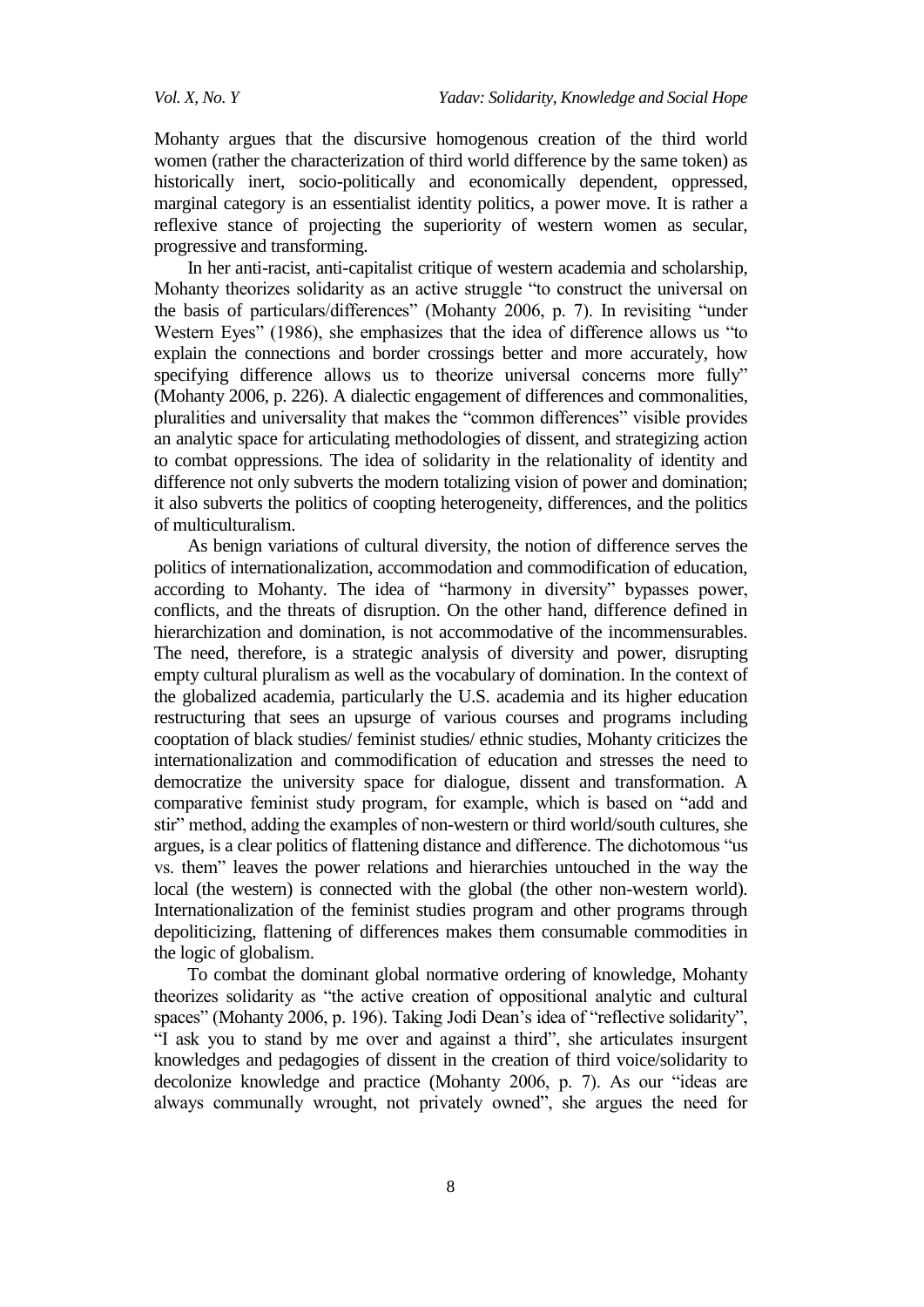Mohanty argues that the discursive homogenous creation of the third world women (rather the characterization of third world difference by the same token) as historically inert, socio-politically and economically dependent, oppressed, marginal category is an essentialist identity politics, a power move. It is rather a reflexive stance of projecting the superiority of western women as secular, progressive and transforming.

In her anti-racist, anti-capitalist critique of western academia and scholarship, Mohanty theorizes solidarity as an active struggle "to construct the universal on the basis of particulars/differences" (Mohanty 2006, p. 7). In revisiting "under Western Eyes" (1986), she emphasizes that the idea of difference allows us "to explain the connections and border crossings better and more accurately, how specifying difference allows us to theorize universal concerns more fully" (Mohanty 2006, p. 226). A dialectic engagement of differences and commonalities, pluralities and universality that makes the "common differences" visible provides an analytic space for articulating methodologies of dissent, and strategizing action to combat oppressions. The idea of solidarity in the relationality of identity and difference not only subverts the modern totalizing vision of power and domination; it also subverts the politics of coopting heterogeneity, differences, and the politics of multiculturalism.

As benign variations of cultural diversity, the notion of difference serves the politics of internationalization, accommodation and commodification of education, according to Mohanty. The idea of "harmony in diversity" bypasses power, conflicts, and the threats of disruption. On the other hand, difference defined in hierarchization and domination, is not accommodative of the incommensurables. The need, therefore, is a strategic analysis of diversity and power, disrupting empty cultural pluralism as well as the vocabulary of domination. In the context of the globalized academia, particularly the U.S. academia and its higher education restructuring that sees an upsurge of various courses and programs including cooptation of black studies/ feminist studies/ ethnic studies, Mohanty criticizes the internationalization and commodification of education and stresses the need to democratize the university space for dialogue, dissent and transformation. A comparative feminist study program, for example, which is based on "add and stir" method, adding the examples of non-western or third world/south cultures, she argues, is a clear politics of flattening distance and difference. The dichotomous "us vs. them" leaves the power relations and hierarchies untouched in the way the local (the western) is connected with the global (the other non-western world). Internationalization of the feminist studies program and other programs through depoliticizing, flattening of differences makes them consumable commodities in the logic of globalism.

To combat the dominant global normative ordering of knowledge, Mohanty theorizes solidarity as "the active creation of oppositional analytic and cultural spaces" (Mohanty 2006, p. 196). Taking Jodi Dean's idea of "reflective solidarity", "I ask you to stand by me over and against a third", she articulates insurgent knowledges and pedagogies of dissent in the creation of third voice/solidarity to decolonize knowledge and practice (Mohanty 2006, p. 7). As our "ideas are always communally wrought, not privately owned", she argues the need for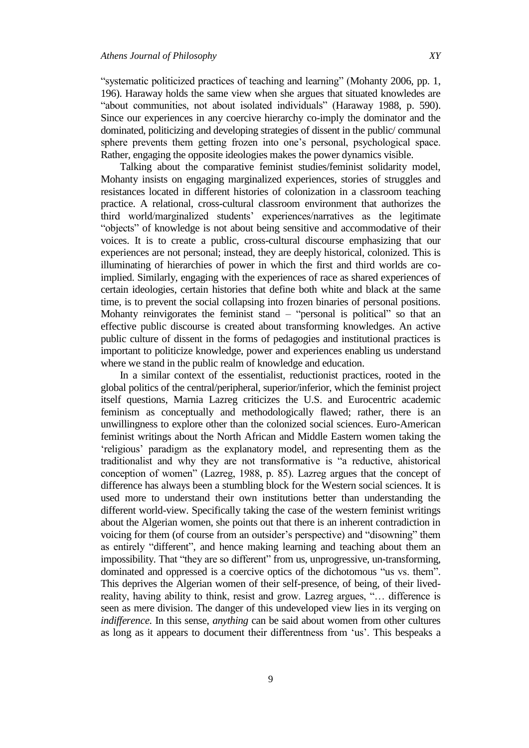"systematic politicized practices of teaching and learning" (Mohanty 2006, pp. 1, 196). Haraway holds the same view when she argues that situated knowledes are "about communities, not about isolated individuals" (Haraway 1988, p. 590). Since our experiences in any coercive hierarchy co-imply the dominator and the dominated, politicizing and developing strategies of dissent in the public/ communal sphere prevents them getting frozen into one's personal, psychological space. Rather, engaging the opposite ideologies makes the power dynamics visible.

Talking about the comparative feminist studies/feminist solidarity model, Mohanty insists on engaging marginalized experiences, stories of struggles and resistances located in different histories of colonization in a classroom teaching practice. A relational, cross-cultural classroom environment that authorizes the third world/marginalized students' experiences/narratives as the legitimate "objects" of knowledge is not about being sensitive and accommodative of their voices. It is to create a public, cross-cultural discourse emphasizing that our experiences are not personal; instead, they are deeply historical, colonized. This is illuminating of hierarchies of power in which the first and third worlds are co-implied. Similarly, engaging with the experiences of race as shared experiences of certain ideologies, certain histories that define both white and black at the same time, is to prevent the social collapsing into frozen binaries of personal positions. Mohanty reinvigorates the feminist stand – "personal is political" so that an effective public discourse is created about transforming knowledges. An active public culture of dissent in the forms of pedagogies and institutional practices is important to politicize knowledge, power and experiences enabling us understand where we stand in the public realm of knowledge and education.

In a similar context of the essentialist, reductionist practices, rooted in the global politics of the central/peripheral, superior/inferior, which the feminist project itself questions, Marnia Lazreg criticizes the U.S. and Eurocentric academic feminism as conceptually and methodologically flawed; rather, there is an unwillingness to explore other than the colonized social sciences. Euro-American feminist writings about the North African and Middle Eastern women taking the 'religious' paradigm as the explanatory model, and representing them as the traditionalist and why they are not transformative is "a reductive, ahistorical conception of women" (Lazreg, 1988, p. 85). Lazreg argues that the concept of difference has always been a stumbling block for the Western social sciences. It is used more to understand their own institutions better than understanding the different world-view. Specifically taking the case of the western feminist writings about the Algerian women, she points out that there is an inherent contradiction in voicing for them (of course from an outsider's perspective) and "disowning" them as entirely "different", and hence making learning and teaching about them an impossibility. That "they are so different" from us, unprogressive, un-transforming, dominated and oppressed is a coercive optics of the dichotomous "us vs. them". This deprives the Algerian women of their self-presence, of being, of their lived-reality, having ability to think, resist and grow. Lazreg argues, "… difference is seen as mere division. The danger of this undeveloped view lies in its verging on *indifference*. In this sense, *anything* can be said about women from other cultures as long as it appears to document their differentness from 'us'. This bespeaks a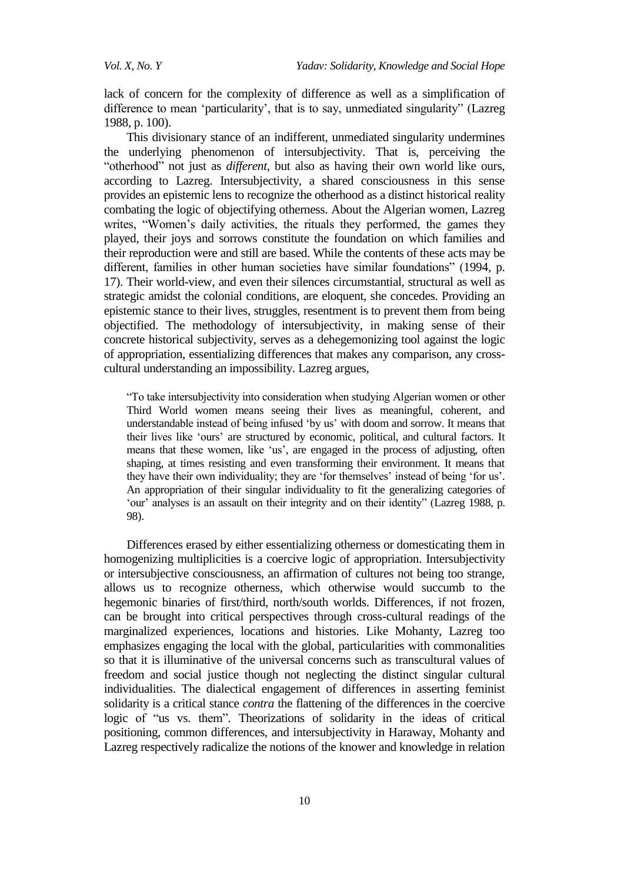lack of concern for the complexity of difference as well as a simplification of difference to mean 'particularity', that is to say, unmediated singularity" (Lazreg 1988, p. 100).

This divisionary stance of an indifferent, unmediated singularity undermines the underlying phenomenon of intersubjectivity. That is, perceiving the "otherhood" not just as *different*, but also as having their own world like ours, according to Lazreg. Intersubjectivity, a shared consciousness in this sense provides an epistemic lens to recognize the otherhood as a distinct historical reality combating the logic of objectifying otherness. About the Algerian women, Lazreg writes, "Women's daily activities, the rituals they performed, the games they played, their joys and sorrows constitute the foundation on which families and their reproduction were and still are based. While the contents of these acts may be different, families in other human societies have similar foundations" (1994, p. 17). Their world-view, and even their silences circumstantial, structural as well as strategic amidst the colonial conditions, are eloquent, she concedes. Providing an epistemic stance to their lives, struggles, resentment is to prevent them from being objectified. The methodology of intersubjectivity, in making sense of their concrete historical subjectivity, serves as a dehegemonizing tool against the logic of appropriation, essentializing differences that makes any comparison, any cross-cultural understanding an impossibility. Lazreg argues,

> "To take intersubjectivity into consideration when studying Algerian women or other Third World women means seeing their lives as meaningful, coherent, and understandable instead of being infused 'by us' with doom and sorrow. It means that their lives like 'ours' are structured by economic, political, and cultural factors. It means that these women, like 'us', are engaged in the process of adjusting, often shaping, at times resisting and even transforming their environment. It means that they have their own individuality; they are 'for themselves' instead of being 'for us'. An appropriation of their singular individuality to fit the generalizing categories of 'our' analyses is an assault on their integrity and on their identity" (Lazreg 1988, p. 98).

Differences erased by either essentializing otherness or domesticating them in homogenizing multiplicities is a coercive logic of appropriation. Intersubjectivity or intersubjective consciousness, an affirmation of cultures not being too strange, allows us to recognize otherness, which otherwise would succumb to the hegemonic binaries of first/third, north/south worlds. Differences, if not frozen, can be brought into critical perspectives through cross-cultural readings of the marginalized experiences, locations and histories. Like Mohanty, Lazreg too emphasizes engaging the local with the global, particularities with commonalities so that it is illuminative of the universal concerns such as transcultural values of freedom and social justice though not neglecting the distinct singular cultural individualities. The dialectical engagement of differences in asserting feminist solidarity is a critical stance *contra* the flattening of the differences in the coercive logic of "us vs. them". Theorizations of solidarity in the ideas of critical positioning, common differences, and intersubjectivity in Haraway, Mohanty and Lazreg respectively radicalize the notions of the knower and knowledge in relation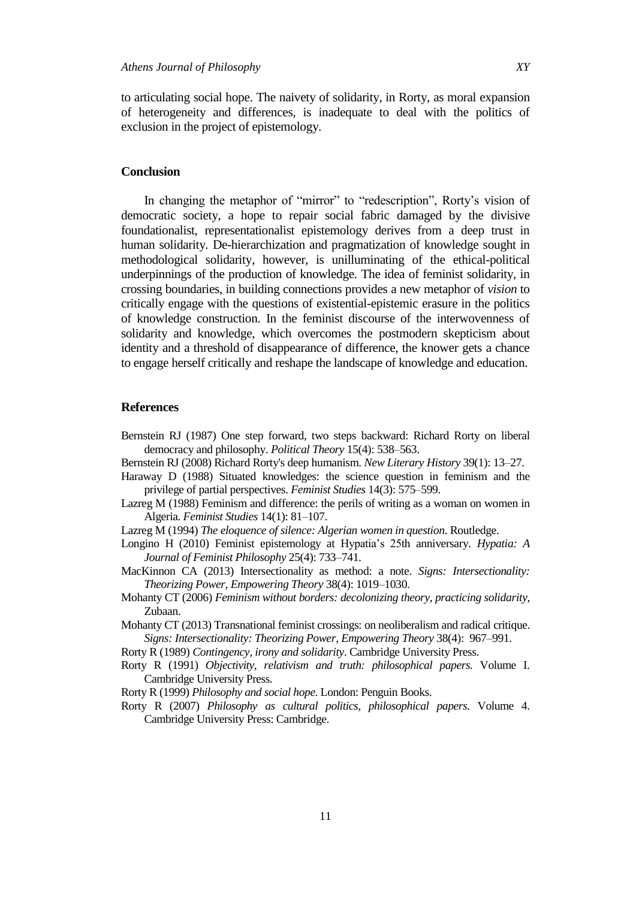to articulating social hope. The naivety of solidarity, in Rorty, as moral expansion of heterogeneity and differences, is inadequate to deal with the politics of exclusion in the project of epistemology.

## Conclusion

In changing the metaphor of "mirror" to "redescription", Rorty's vision of democratic society, a hope to repair social fabric damaged by the divisive foundationalist, representationalist epistemology derives from a deep trust in human solidarity. De-hierarchization and pragmatization of knowledge sought in methodological solidarity, however, is unilluminating of the ethical-political underpinnings of the production of knowledge. The idea of feminist solidarity, in crossing boundaries, in building connections provides a new metaphor of *vision* to critically engage with the questions of existential-epistemic erasure in the politics of knowledge construction. In the feminist discourse of the interwovenness of solidarity and knowledge, which overcomes the postmodern skepticism about identity and a threshold of disappearance of difference, the knower gets a chance to engage herself critically and reshape the landscape of knowledge and education.

## References

Bernstein RJ (1987) One step forward, two steps backward: Richard Rorty on liberal democracy and philosophy. *Political Theory* 15(4): 538–563.

Bernstein RJ (2008) Richard Rorty's deep humanism. *New Literary History* 39(1): 13–27.

Haraway D (1988) Situated knowledges: the science question in feminism and the privilege of partial perspectives. *Feminist Studies* 14(3): 575–599.

Lazreg M (1988) Feminism and difference: the perils of writing as a woman on women in Algeria. *Feminist Studies* 14(1): 81–107.

Lazreg M (1994) *The eloquence of silence: Algerian women in question.* Routledge.

Longino H (2010) Feminist epistemology at Hypatia's 25th anniversary. *Hypatia: A Journal of Feminist Philosophy* 25(4): 733–741.

MacKinnon CA (2013) Intersectionality as method: a note. *Signs: Intersectionality: Theorizing Power, Empowering Theory* 38(4): 1019–1030.

Mohanty CT (2006) *Feminism without borders: decolonizing theory, practicing solidarity*, Zubaan.

Mohanty CT (2013) Transnational feminist crossings: on neoliberalism and radical critique. *Signs: Intersectionality: Theorizing Power, Empowering Theory* 38(4): 967–991.

Rorty R (1989) *Contingency, irony and solidarity*. Cambridge University Press.

Rorty R (1991) *Objectivity, relativism and truth: philosophical papers.* Volume I. Cambridge University Press.

Rorty R (1999) *Philosophy and social hope*. London: Penguin Books.

Rorty R (2007) *Philosophy as cultural politics, philosophical papers*. Volume 4. Cambridge University Press: Cambridge.